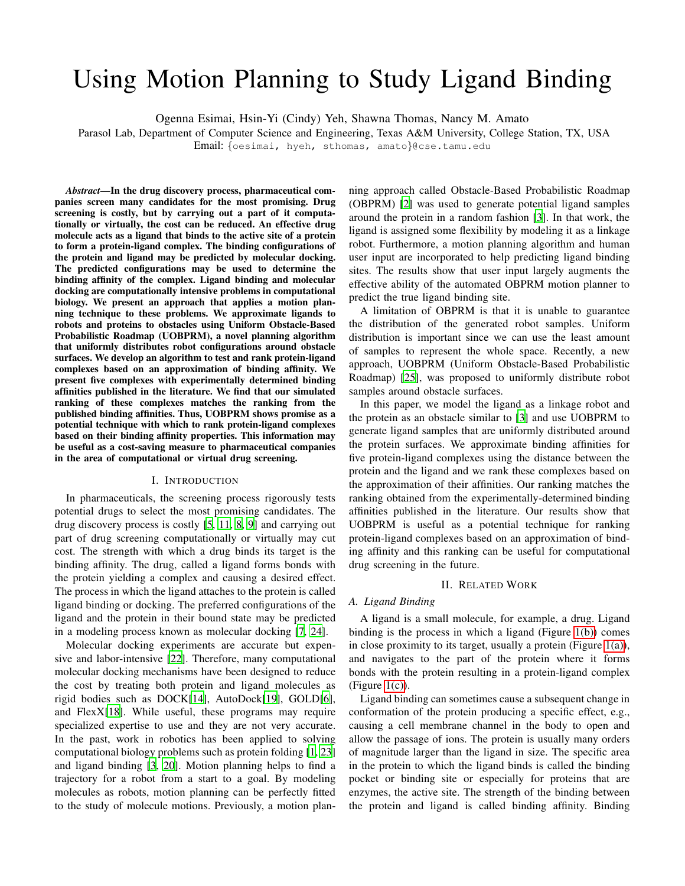# Using Motion Planning to Study Ligand Binding

Ogenna Esimai, Hsin-Yi (Cindy) Yeh, Shawna Thomas, Nancy M. Amato

Parasol Lab, Department of Computer Science and Engineering, Texas A&M University, College Station, TX, USA

Email: {oesimai, hyeh, sthomas, amato}@cse.tamu.edu

***Abstract*—In the drug discovery process, pharmaceutical companies screen many candidates for the most promising. Drug screening is costly, but by carrying out a part of it computationally or virtually, the cost can be reduced. An effective drug molecule acts as a ligand that binds to the active site of a protein to form a protein-ligand complex. The binding configurations of the protein and ligand may be predicted by molecular docking. The predicted configurations may be used to determine the binding affinity of the complex. Ligand binding and molecular docking are computationally intensive problems in computational biology. We present an approach that applies a motion planning technique to these problems. We approximate ligands to robots and proteins to obstacles using Uniform Obstacle-Based Probabilistic Roadmap (UOBPRM), a novel planning algorithm that uniformly distributes robot configurations around obstacle surfaces. We develop an algorithm to test and rank protein-ligand complexes based on an approximation of binding affinity. We present five complexes with experimentally determined binding affinities published in the literature. We find that our simulated ranking of these complexes matches the ranking from the published binding affinities. Thus, UOBPRM shows promise as a potential technique with which to rank protein-ligand complexes based on their binding affinity properties. This information may be useful as a cost-saving measure to pharmaceutical companies in the area of computational or virtual drug screening.**

## I. Introduction

In pharmaceuticals, the screening process rigorously tests potential drugs to select the most promising candidates. The drug discovery process is costly [5, 11, 8, 9] and carrying out part of drug screening computationally or virtually may cut cost. The strength with which a drug binds its target is the binding affinity. The drug, called a ligand forms bonds with the protein yielding a complex and causing a desired effect. The process in which the ligand attaches to the protein is called ligand binding or docking. The preferred configurations of the ligand and the protein in their bound state may be predicted in a modeling process known as molecular docking [7, 24].

Molecular docking experiments are accurate but expensive and labor-intensive [22]. Therefore, many computational molecular docking mechanisms have been designed to reduce the cost by treating both protein and ligand molecules as rigid bodies such as DOCK[14], AutoDock[19], GOLD[6], and FlexX[18]. While useful, these programs may require specialized expertise to use and they are not very accurate. In the past, work in robotics has been applied to solving computational biology problems such as protein folding [1, 23] and ligand binding [3, 20]. Motion planning helps to find a trajectory for a robot from a start to a goal. By modeling molecules as robots, motion planning can be perfectly fitted to the study of molecule motions. Previously, a motion planning approach called Obstacle-Based Probabilistic Roadmap (OBPRM) [2] was used to generate potential ligand samples around the protein in a random fashion [3]. In that work, the ligand is assigned some flexibility by modeling it as a linkage robot. Furthermore, a motion planning algorithm and human user input are incorporated to help predicting ligand binding sites. The results show that user input largely augments the effective ability of the automated OBPRM motion planner to predict the true ligand binding site.

A limitation of OBPRM is that it is unable to guarantee the distribution of the generated robot samples. Uniform distribution is important since we can use the least amount of samples to represent the whole space. Recently, a new approach, UOBPRM (Uniform Obstacle-Based Probabilistic Roadmap) [25], was proposed to uniformly distribute robot samples around obstacle surfaces.

In this paper, we model the ligand as a linkage robot and the protein as an obstacle similar to [3] and use UOBPRM to generate ligand samples that are uniformly distributed around the protein surfaces. We approximate binding affinities for five protein-ligand complexes using the distance between the protein and the ligand and we rank these complexes based on the approximation of their affinities. Our ranking matches the ranking obtained from the experimentally-determined binding affinities published in the literature. Our results show that UOBPRM is useful as a potential technique for ranking protein-ligand complexes based on an approximation of binding affinity and this ranking can be useful for computational drug screening in the future.

## II. Related Work

### A. Ligand Binding

A ligand is a small molecule, for example, a drug. Ligand binding is the process in which a ligand (Figure 1(b)) comes in close proximity to its target, usually a protein (Figure 1(a)), and navigates to the part of the protein where it forms bonds with the protein resulting in a protein-ligand complex (Figure 1(c)).

Ligand binding can sometimes cause a subsequent change in conformation of the protein producing a specific effect, e.g., causing a cell membrane channel in the body to open and allow the passage of ions. The protein is usually many orders of magnitude larger than the ligand in size. The specific area in the protein to which the ligand binds is called the binding pocket or binding site or especially for proteins that are enzymes, the active site. The strength of the binding between the protein and ligand is called binding affinity. Binding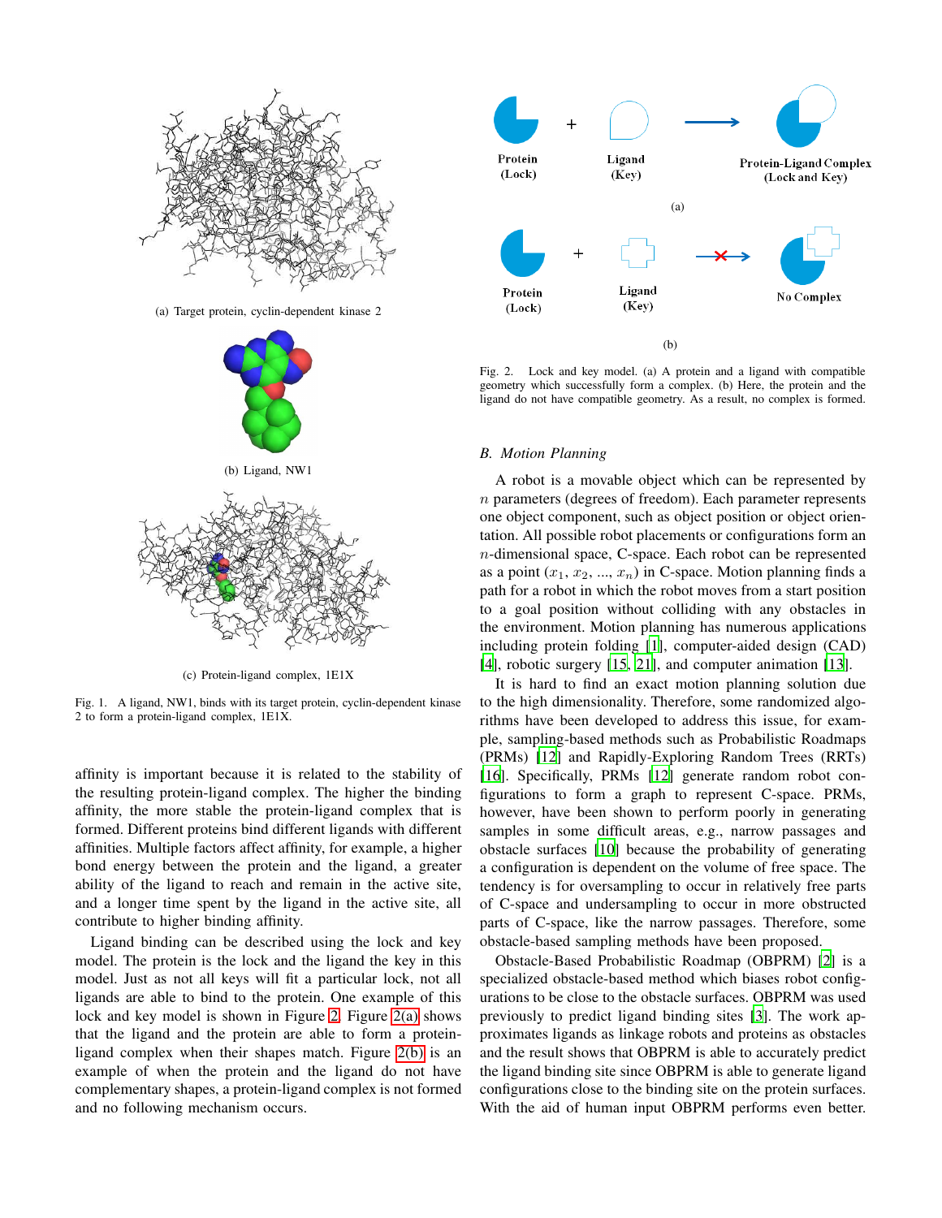(a) Target protein, cyclin-dependent kinase 2

(b) Ligand, NW1

(c) Protein-ligand complex, 1E1X

Fig. 1. A ligand, NW1, binds with its target protein, cyclin-dependent kinase 2 to form a protein-ligand complex, 1E1X.

affinity is important because it is related to the stability of the resulting protein-ligand complex. The higher the binding affinity, the more stable the protein-ligand complex that is formed. Different proteins bind different ligands with different affinities. Multiple factors affect affinity, for example, a higher bond energy between the protein and the ligand, a greater ability of the ligand to reach and remain in the active site, and a longer time spent by the ligand in the active site, all contribute to higher binding affinity.

Ligand binding can be described using the lock and key model. The protein is the lock and the ligand the key in this model. Just as not all keys will fit a particular lock, not all ligands are able to bind to the protein. One example of this lock and key model is shown in Figure 2. Figure 2(a) shows that the ligand and the protein are able to form a protein-ligand complex when their shapes match. Figure 2(b) is an example of when the protein and the ligand do not have complementary shapes, a protein-ligand complex is not formed and no following mechanism occurs.

Fig. 2. Lock and key model. (a) A protein and a ligand with compatible geometry which successfully form a complex. (b) Here, the protein and the ligand do not have compatible geometry. As a result, no complex is formed.

### B. Motion Planning

A robot is a movable object which can be represented by $n$ parameters (degrees of freedom). Each parameter represents one object component, such as object position or object orientation. All possible robot placements or configurations form an $n$-dimensional space, C-space. Each robot can be represented as a point $(x_1, x_2, ..., x_n)$ in C-space. Motion planning finds a path for a robot in which the robot moves from a start position to a goal position without colliding with any obstacles in the environment. Motion planning has numerous applications including protein folding [1], computer-aided design (CAD) [4], robotic surgery [15, 21], and computer animation [13].

It is hard to find an exact motion planning solution due to the high dimensionality. Therefore, some randomized algorithms have been developed to address this issue, for example, sampling-based methods such as Probabilistic Roadmaps (PRMs) [12] and Rapidly-Exploring Random Trees (RRTs) [16]. Specifically, PRMs [12] generate random configurations to form a graph to represent C-space. PRMs, however, have been shown to perform poorly in generating samples in some difficult areas, e.g., narrow passages and obstacle surfaces [10] because the probability of generating a configuration is dependent on the volume of free space. The tendency is for oversampling to occur in relatively free parts of C-space and undersampling to occur in more obstructed parts of C-space, like the narrow passages. Therefore, some obstacle-based sampling methods have been proposed.

Obstacle-Based Probabilistic Roadmap (OBPRM) [2] is a specialized obstacle-based method which biases robot configurations to be close to the obstacle surfaces. OBPRM was used previously to predict ligand binding sites [3]. The work approximates ligands as linkage robots and proteins as obstacles and the result shows that OBPRM is able to accurately predict the ligand binding site since OBPRM is able to generate ligand configurations close to the binding site on the protein surfaces. With the aid of human input OBPRM performs even better.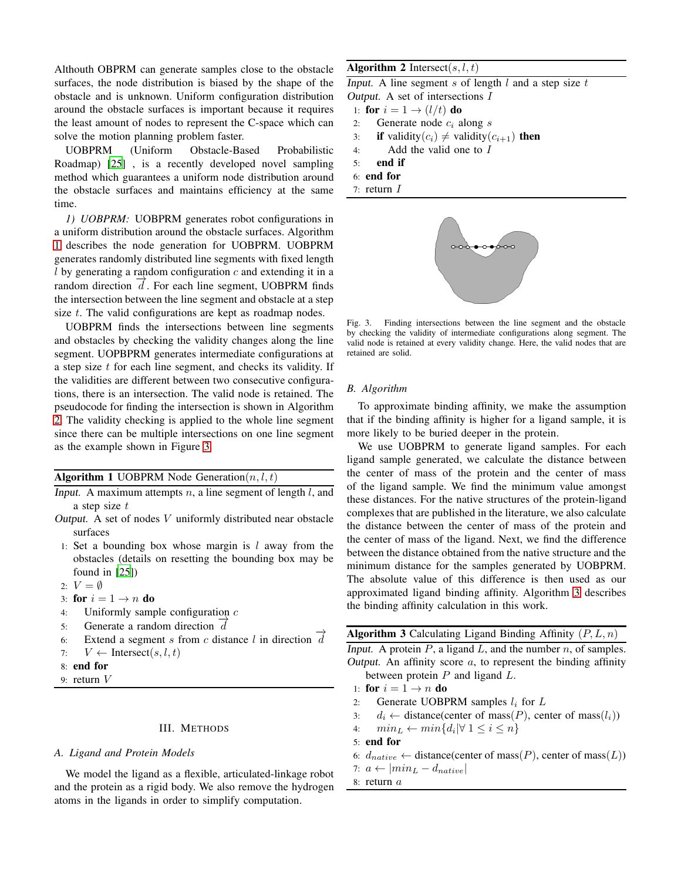Althouth OBPRM can generate samples close to the obstacle surfaces, the node distribution is biased by the shape of the obstacle and is unknown. Uniform configuration distribution around the obstacle surfaces is important because it requires the least amount of nodes to represent the C-space which can solve the motion planning problem faster.

UOBPRM (Uniform Obstacle-Based Probabilistic Roadmap) [25] , is a recently developed novel sampling method which guarantees a uniform node distribution around the obstacle surfaces and maintains efficiency at the same time.

*1) UOBPRM:* UOBPRM generates robot configurations in a uniform distribution around the obstacle surfaces. Algorithm 1 describes the node generation for UOBPRM. UOBPRM generates randomly distributed line segments with fixed length $l$ by generating a random configuration $c$ and extending it in a random direction $\overrightarrow{d}$. For each line segment, UOBPRM finds the intersection between the line segment and obstacle at a step size $t$. The valid configurations are kept as roadmap nodes.

UOBPRM finds the intersections between line segments and obstacles by checking the validity changes along the line segment. UOPBPRM generates intermediate configurations at a step size $t$ for each line segment, and checks its validity. If the validities are different between two consecutive configurations, there is an intersection. The valid node is retained. The pseudocode for finding the intersection is shown in Algorithm 2. The validity checking is applied to the whole line segment since there can be multiple intersections on one line segment as the example shown in Figure 3.

**Algorithm 1** UOBPRM Node Generation($n, l, t$)

*Input.* A maximum attempts $n$, a line segment of length $l$, and a step size $t$
*Output.* A set of nodes $V$ uniformly distributed near obstacle surfaces

```
1: Set a bounding box whose margin is l away from the
   obstacles (details on resetting the bounding box may be
   found in [25])
2: V = ∅
3: for i = 1 → n do
4:     Uniformly sample configuration c
5:     Generate a random direction d⃗
6:     Extend a segment s from c distance l in direction d⃗
7:     V ← Intersect(s, l, t)
8: end for
9: return V
```

**Algorithm 2** Intersect($s, l, t$)

*Input.* A line segment $s$ of length $l$ and a step size $t$
*Output.* A set of intersections $I$

```
1: for i = 1 → (l/t) do
2:     Generate node c_i along s
3:     if validity(c_i) ≠ validity(c_{i+1}) then
4:         Add the valid one to I
5:     end if
6: end for
7: return I
```

Fig. 3. Finding intersections between the line segment and the obstacle by checking the validity of intermediate configurations along segment. The valid node is retained at every validity change. Here, the valid nodes that are retained are solid.

## III. Methods

### A. Ligand and Protein Models

We model the ligand as a flexible, articulated-linkage robot and the protein as a rigid body. We also remove the hydrogen atoms in the ligands in order to simplify computation.

### B. Algorithm

To approximate binding affinity, we make the assumption that if the binding affinity is higher for a ligand sample, it is more likely to be buried deeper in the protein.

We use UOBPRM to generate ligand samples. For each ligand sample generated, we calculate the distance between the center of mass of the protein and the center of mass of the ligand sample. We find the minimum value amongst these distances. For the native structures of the protein-ligand complexes that are published in the literature, we also calculate the distance between the center of mass of the protein and the center of mass of the ligand. Next, we find the difference between the distance obtained from the native structure and the minimum distance for the samples generated by UOBPRM. The absolute value of this difference is then used as our approximated ligand binding affinity. Algorithm 3 describes the binding affinity calculation in this work.

**Algorithm 3** Calculating Ligand Binding Affinity ($P, L, n$)

*Input.* A protein $P$, a ligand $L$, and the number $n$, of samples.
*Output.* An affinity score $a$, to represent the binding affinity between protein $P$ and ligand $L$.

```
1: for i = 1 → n do
2:     Generate UOBPRM samples l_i for L
3:     d_i ← distance(center of mass(P), center of mass(l_i))
4:     min_L ← min{d_i | ∀ 1 ≤ i ≤ n}
5: end for
6: d_native ← distance(center of mass(P), center of mass(L))
7: a ← |min_L − d_native|
8: return a
```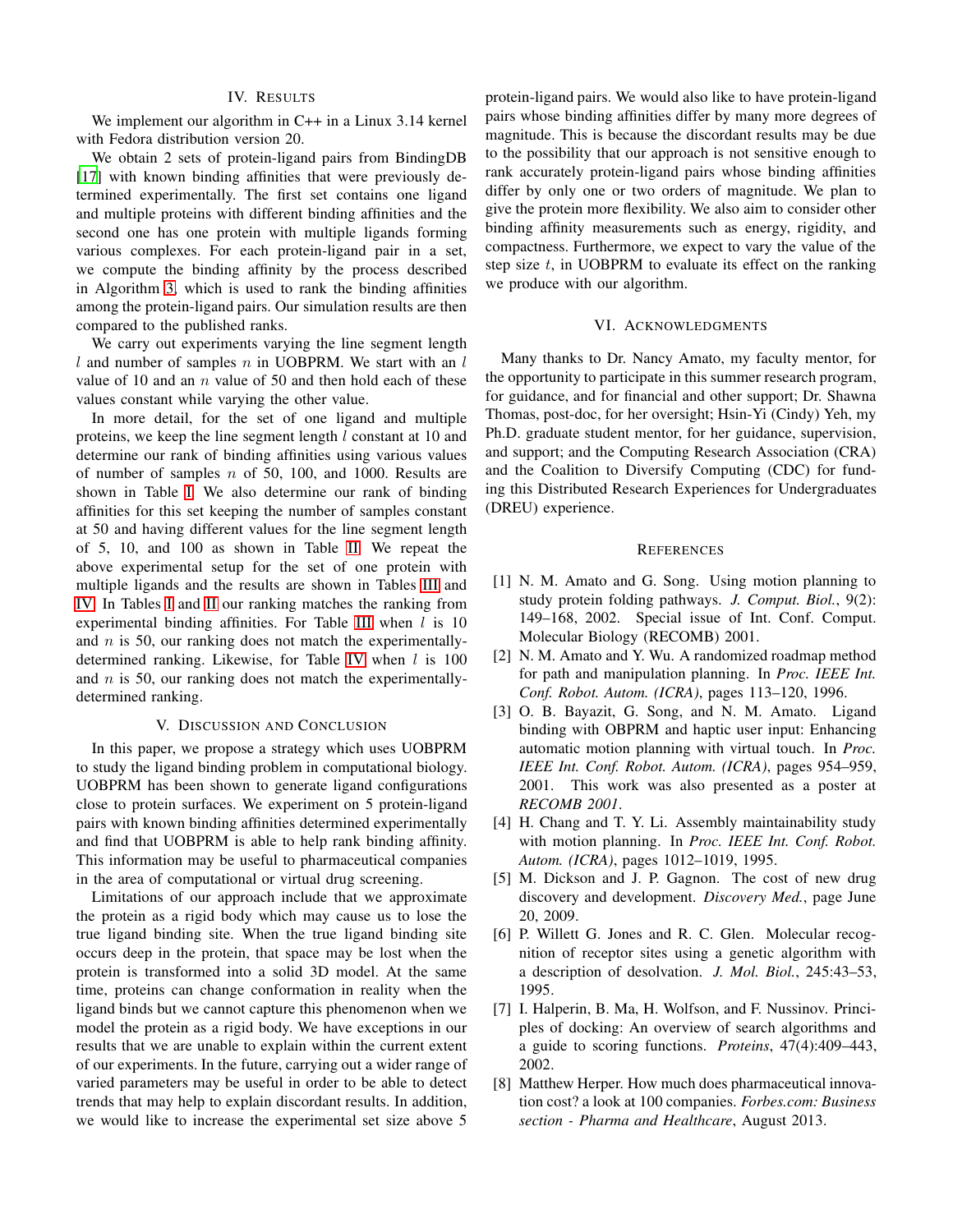## IV. Results

We implement our algorithm in C++ in a Linux 3.14 kernel with Fedora distribution version 20.

We obtain 2 sets of protein-ligand pairs from BindingDB [17] with known binding affinities that were previously determined experimentally. The first set contains one ligand and multiple proteins with different binding affinities and the second one has one protein with multiple ligands forming various complexes. For each protein-ligand pair in a set, we compute the binding affinity by the process described in Algorithm 3, which is used to rank the binding affinities among the protein-ligand pairs. Our simulation results are then compared to the published ranks.

We carry out experiments varying the line segment length $l$ and number of samples $n$ in UOBPRM. We start with an $l$ value of 10 and an $n$ value of 50 and then hold each of these values constant while varying the other value.

In more detail, for the set of one ligand and multiple proteins, we keep the line segment length $l$ constant at 10 and determine our rank of binding affinities using various values of number of samples $n$ of 50, 100, and 1000. Results are shown in Table I. We also determine our rank of binding affinities for this set keeping the number of samples constant at 50 and having different values for the line segment length of 5, 10, and 100 as shown in Table II. We repeat the above experimental setup for the set of one protein with multiple ligands and the results are shown in Tables III and IV. In Tables I and II our ranking matches the ranking from experimental binding affinities. For Table III when $l$ is 10 and $n$ is 50, our ranking does not match the experimentally-determined ranking. Likewise, for Table IV when $l$ is 100 and $n$ is 50, our ranking does not match the experimentally-determined ranking.

## V. Discussion and Conclusion

In this paper, we propose a strategy which uses UOBPRM to study the ligand binding problem in computational biology. UOBPRM has been shown to generate ligand configurations close to protein surfaces. We experiment on 5 protein-ligand pairs with known binding affinities determined experimentally and find that UOBPRM is able to help rank binding affinity. This information may be useful to pharmaceutical companies in the area of computational or virtual drug screening.

Limitations of our approach include that we approximate the protein as a rigid body which may cause us to lose the true ligand binding site. When the true ligand binding site occurs deep in the protein, that space may be lost when the protein is transformed into a solid 3D model. At the same time, proteins can change conformation in reality when the ligand binds but we cannot capture this phenomenon when we model the protein as a rigid body. We have exceptions in our results that we are unable to explain within the current extent of our experiments. In the future, carrying out a wider range of varied parameters may be useful in order to be able to detect trends that may help to explain discordant results. In addition, we would like to increase the experimental set size above 5 protein-ligand pairs. We would also like to have protein-ligand pairs whose binding affinities differ by many more degrees of magnitude. This is because the discordant results may be due to the possibility that our approach is not sensitive enough to rank accurately protein-ligand pairs whose binding affinities differ by only one or two orders of magnitude. We plan to give the protein more flexibility. We also aim to consider other binding affinity measurements such as energy, rigidity, and compactness. Furthermore, we expect to vary the value of the step size $t$, in UOBPRM to evaluate its effect on the ranking we produce with our algorithm.

## VI. Acknowledgments

Many thanks to Dr. Nancy Amato, my faculty mentor, for the opportunity to participate in this summer research program, for guidance, and for financial and other support; Dr. Shawna Thomas, post-doc, for her oversight; Hsin-Yi (Cindy) Yeh, my Ph.D. graduate student mentor, for her guidance, supervision, and support; and the Computing Research Association (CRA) and the Coalition to Diversify Computing (CDC) for funding this Distributed Research Experiences for Undergraduates (DREU) experience.

## References

[1] N. M. Amato and G. Song. Using motion planning to study protein folding pathways. *J. Comput. Biol.*, 9(2): 149–168, 2002. Special issue of Int. Conf. Comput. Molecular Biology (RECOMB) 2001.

[2] N. M. Amato and Y. Wu. A randomized roadmap method for path and manipulation planning. In *Proc. IEEE Int. Conf. Robot. Autom. (ICRA)*, pages 113–120, 1996.

[3] O. B. Bayazit, G. Song, and N. M. Amato. Ligand binding with OBPRM and haptic user input: Enhancing automatic motion planning with virtual touch. In *Proc. IEEE Int. Conf. Robot. Autom. (ICRA)*, pages 954–959, 2001. This work was also presented as a poster at *RECOMB 2001*.

[4] H. Chang and T. Y. Li. Assembly maintainability study with motion planning. In *Proc. IEEE Int. Conf. Robot. Autom. (ICRA)*, pages 1012–1019, 1995.

[5] M. Dickson and J. P. Gagnon. The cost of new drug discovery and development. *Discovery Med.*, page June 20, 2009.

[6] P. Willett G. Jones and R. C. Glen. Molecular recognition of receptor sites using a genetic algorithm with a description of desolvation. *J. Mol. Biol.*, 245:43–53, 1995.

[7] I. Halperin, B. Ma, H. Wolfson, and F. Nussinov. Principles of docking: An overview of search algorithms and a guide to scoring functions. *Proteins*, 47(4):409–443, 2002.

[8] Matthew Herper. How much does pharmaceutical innovation cost? a look at 100 companies. *Forbes.com: Business section - Pharma and Healthcare*, August 2013.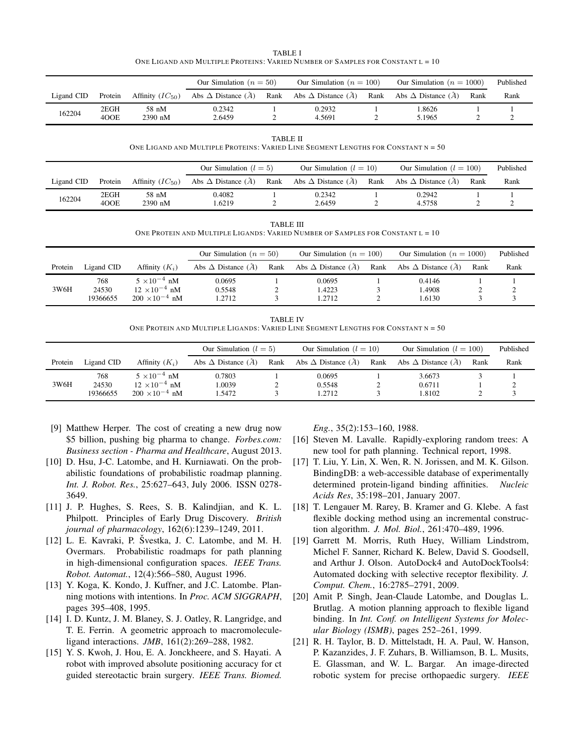TABLE I
ONE LIGAND AND MULTIPLE PROTEINS: VARIED NUMBER OF SAMPLES FOR CONSTANT L = 10

| | | | Our Simulation ($n = 50$) | | Our Simulation ($n = 100$) | | Our Simulation ($n = 1000$) | | Published |
|---|---|---|---|---|---|---|---|---|---|
| Ligand CID | Protein | Affinity ($IC_{50}$) | Abs $\Delta$ Distance ($\mathring{A}$) | Rank | Abs $\Delta$ Distance ($\mathring{A}$) | Rank | Abs $\Delta$ Distance ($\mathring{A}$) | Rank | Rank |
| 162204 | 2EGH | 58 nM | 0.2342 | 1 | 0.2932 | 1 | 1.8626 | 1 | 1 |
| | 4OOE | 2390 nM | 2.6459 | 2 | 4.5691 | 2 | 5.1965 | 2 | 2 |

TABLE II
ONE LIGAND AND MULTIPLE PROTEINS: VARIED LINE SEGMENT LENGTHS FOR CONSTANT N = 50

| | | | Our Simulation ($l = 5$) | | Our Simulation ($l = 10$) | | Our Simulation ($l = 100$) | | Published |
|---|---|---|---|---|---|---|---|---|---|
| Ligand CID | Protein | Affinity ($IC_{50}$) | Abs $\Delta$ Distance ($\mathring{A}$) | Rank | Abs $\Delta$ Distance ($\mathring{A}$) | Rank | Abs $\Delta$ Distance ($\mathring{A}$) | Rank | Rank |
| 162204 | 2EGH | 58 nM | 0.4082 | 1 | 0.2342 | 1 | 0.2942 | 1 | 1 |
| | 4OOE | 2390 nM | 1.6219 | 2 | 2.6459 | 2 | 4.5758 | 2 | 2 |

TABLE III
ONE PROTEIN AND MULTIPLE LIGANDS: VARIED NUMBER OF SAMPLES FOR CONSTANT L = 10

| | | | Our Simulation ($n = 50$) | | Our Simulation ($n = 100$) | | Our Simulation ($n = 1000$) | | Published |
|---|---|---|---|---|---|---|---|---|---|
| Protein | Ligand CID | Affinity ($K_i$) | Abs $\Delta$ Distance ($\mathring{A}$) | Rank | Abs $\Delta$ Distance ($\mathring{A}$) | Rank | Abs $\Delta$ Distance ($\mathring{A}$) | Rank | Rank |
| 3W6H | 768 | $5 \times 10^{-4}$ nM | 0.0695 | 1 | 0.0695 | 1 | 0.4146 | 1 | 1 |
| | 24530 | $12 \times 10^{-4}$ nM | 0.5548 | 2 | 1.4223 | 3 | 1.4908 | 2 | 2 |
| | 19366655 | $200 \times 10^{-4}$ nM | 1.2712 | 3 | 1.2712 | 2 | 1.6130 | 3 | 3 |

TABLE IV
ONE PROTEIN AND MULTIPLE LIGANDS: VARIED LINE SEGMENT LENGTHS FOR CONSTANT N = 50

| | | | Our Simulation ($l = 5$) | | Our Simulation ($l = 10$) | | Our Simulation ($l = 100$) | | Published |
|---|---|---|---|---|---|---|---|---|---|
| Protein | Ligand CID | Affinity ($K_i$) | Abs $\Delta$ Distance ($\mathring{A}$) | Rank | Abs $\Delta$ Distance ($\mathring{A}$) | Rank | Abs $\Delta$ Distance ($\mathring{A}$) | Rank | Rank |
| 3W6H | 768 | $5 \times 10^{-4}$ nM | 0.7803 | 1 | 0.0695 | 1 | 3.6673 | 3 | 1 |
| | 24530 | $12 \times 10^{-4}$ nM | 1.0039 | 2 | 0.5548 | 2 | 0.6711 | 1 | 2 |
| | 19366655 | $200 \times 10^{-4}$ nM | 1.5472 | 3 | 1.2712 | 3 | 1.8102 | 2 | 3 |

[9] Matthew Herper. The cost of creating a new drug now $5 billion, pushing big pharma to change. *Forbes.com: Business section - Pharma and Healthcare*, August 2013.

[10] D. Hsu, J-C. Latombe, and H. Kurniawati. On the probabilistic foundations of probabilistic roadmap planning. *Int. J. Robot. Res.*, 25:627–643, July 2006. ISSN 0278-3649.

[11] J. P. Hughes, S. Rees, S. B. Kalindjian, and K. L. Philpott. Principles of Early Drug Discovery. *British journal of pharmacology*, 162(6):1239–1249, 2011.

[12] L. E. Kavraki, P. Švestka, J. C. Latombe, and M. H. Overmars. Probabilistic roadmaps for path planning in high-dimensional configuration spaces. *IEEE Trans. Robot. Automat.*, 12(4):566–580, August 1996.

[13] Y. Koga, K. Kondo, J. Kuffner, and J.C. Latombe. Planning motions with intentions. In *Proc. ACM SIGGRAPH*, pages 395–408, 1995.

[14] I. D. Kuntz, J. M. Blaney, S. J. Oatley, R. Langridge, and T. E. Ferrin. A geometric approach to macromolecule-ligand interactions. *JMB*, 161(2):269–288, 1982.

[15] Y. S. Kwoh, J. Hou, E. A. Jonckheere, and S. Hayati. A robot with improved absolute positioning accuracy for ct guided stereotactic brain surgery. *IEEE Trans. Biomed. Eng.*, 35(2):153–160, 1988.

[16] Steven M. Lavalle. Rapidly-exploring random trees: A new tool for path planning. Technical report, 1998.

[17] T. Liu, Y. Lin, X. Wen, R. N. Jorissen, and M. K. Gilson. BindingDB: a web-accessible database of experimentally determined protein-ligand binding affinities. *Nucleic Acids Res*, 35:198–201, January 2007.

[18] T. Lengauer M. Rarey, B. Kramer and G. Klebe. A fast flexible docking method using an incremental construction algorithm. *J. Mol. Biol.*, 261:470–489, 1996.

[19] Garrett M. Morris, Ruth Huey, William Lindstrom, Michel F. Sanner, Richard K. Belew, David S. Goodsell, and Arthur J. Olson. AutoDock4 and AutoDockTools4: Automated docking with selective receptor flexibility. *J. Comput. Chem.*, 16:2785–2791, 2009.

[20] Amit P. Singh, Jean-Claude Latombe, and Douglas L. Brutlag. A motion planning approach to flexible ligand binding. In *Int. Conf. on Intelligent Systems for Molecular Biology (ISMB)*, pages 252–261, 1999.

[21] R. H. Taylor, B. D. Mittelstadt, H. A. Paul, W. Hanson, P. Kazanzides, J. F. Zuhars, B. Williamson, B. L. Musits, E. Glassman, and W. L. Bargar. An image-directed robotic system for precise orthopaedic surgery. *IEEE*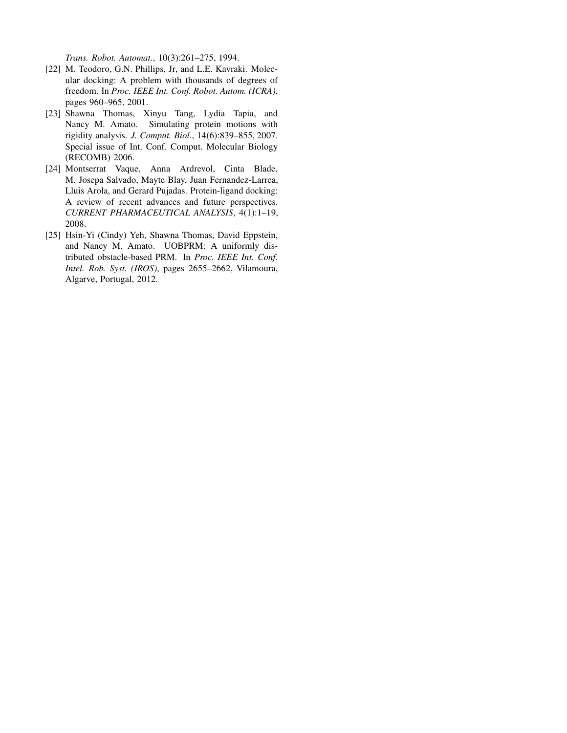*Trans. Robot. Automat.*, 10(3):261–275, 1994.

[22] M. Teodoro, G.N. Phillips, Jr, and L.E. Kavraki. Molecular docking: A problem with thousands of degrees of freedom. In *Proc. IEEE Int. Conf. Robot. Autom. (ICRA)*, pages 960–965, 2001.

[23] Shawna Thomas, Xinyu Tang, Lydia Tapia, and Nancy M. Amato. Simulating protein motions with rigidity analysis. *J. Comput. Biol.*, 14(6):839–855, 2007. Special issue of Int. Conf. Comput. Molecular Biology (RECOMB) 2006.

[24] Montserrat Vaque, Anna Ardrevol, Cinta Blade, M. Josepa Salvado, Mayte Blay, Juan Fernandez-Larrea, Lluis Arola, and Gerard Pujadas. Protein-ligand docking: A review of recent advances and future perspectives. *CURRENT PHARMACEUTICAL ANALYSIS*, 4(1):1–19, 2008.

[25] Hsin-Yi (Cindy) Yeh, Shawna Thomas, David Eppstein, and Nancy M. Amato. UOBPRM: A uniformly distributed obstacle-based PRM. In *Proc. IEEE Int. Conf. Intel. Rob. Syst. (IROS)*, pages 2655–2662, Vilamoura, Algarve, Portugal, 2012.